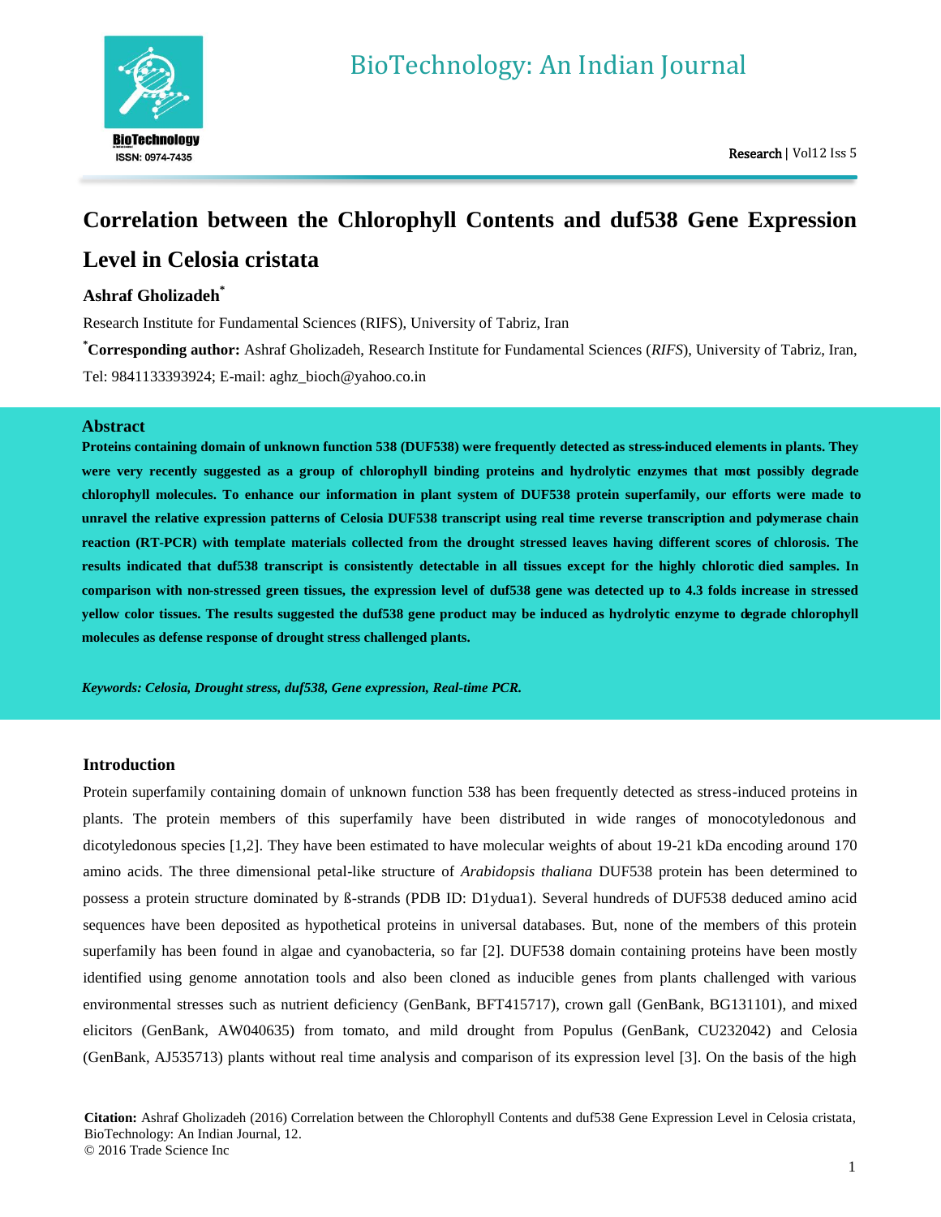# Correlation between the Chlorophyll Contents and duf538 Gene Expression Level in Celosia cristata

**Ashraf Gholizadeh***

Research Institute for Fundamental Sciences (RIFS), University of Tabriz, Iran

***Corresponding author:** Ashraf Gholizadeh, Research Institute for Fundamental Sciences (*RIFS*), University of Tabriz, Iran, Tel: 9841133393924; E-mail: aghz_bioch@yahoo.co.in

## Abstract

**Proteins containing domain of unknown function 538 (DUF538) were frequently detected as stress-induced elements in plants. They were very recently suggested as a group of chlorophyll binding proteins and hydrolytic enzymes that most possibly degrade chlorophyll molecules. To enhance our information in plant system of DUF538 protein superfamily, our efforts were made to unravel the relative expression patterns of Celosia DUF538 transcript using real time reverse transcription and polymerase chain reaction (RT-PCR) with template materials collected from the drought stressed leaves having different scores of chlorosis. The results indicated that duf538 transcript is consistently detectable in all tissues except for the highly chlorotic died samples. In comparison with non-stressed green tissues, the expression level of duf538 gene was detected up to 4.3 folds increase in stressed yellow color tissues. The results suggested the duf538 gene product may be induced as hydrolytic enzyme to degrade chlorophyll molecules as defense response of drought stress challenged plants.**

***Keywords: Celosia, Drought stress, duf538, Gene expression, Real-time PCR.***

## Introduction

Protein superfamily containing domain of unknown function 538 has been frequently detected as stress-induced proteins in plants. The protein members of this superfamily have been distributed in wide ranges of monocotyledonous and dicotyledonous species [1,2]. They have been estimated to have molecular weights of about 19-21 kDa encoding around 170 amino acids. The three dimensional petal-like structure of *Arabidopsis thaliana* DUF538 protein has been determined to possess a protein structure dominated by ß-strands (PDB ID: D1ydua1). Several hundreds of DUF538 deduced amino acid sequences have been deposited as hypothetical proteins in universal databases. But, none of the members of this protein superfamily has been found in algae and cyanobacteria, so far [2]. DUF538 domain containing proteins have been mostly identified using genome annotation tools and also been cloned as inducible genes from plants challenged with various environmental stresses such as nutrient deficiency (GenBank, BFT415717), crown gall (GenBank, BG131101), and mixed elicitors (GenBank, AW040635) from tomato, and mild drought from Populus (GenBank, CU232042) and Celosia (GenBank, AJ535713) plants without real time analysis and comparison of its expression level [3]. On the basis of the high

**Citation:** Ashraf Gholizadeh (2016) Correlation between the Chlorophyll Contents and duf538 Gene Expression Level in Celosia cristata, BioTechnology: An Indian Journal, 12.
© 2016 Trade Science Inc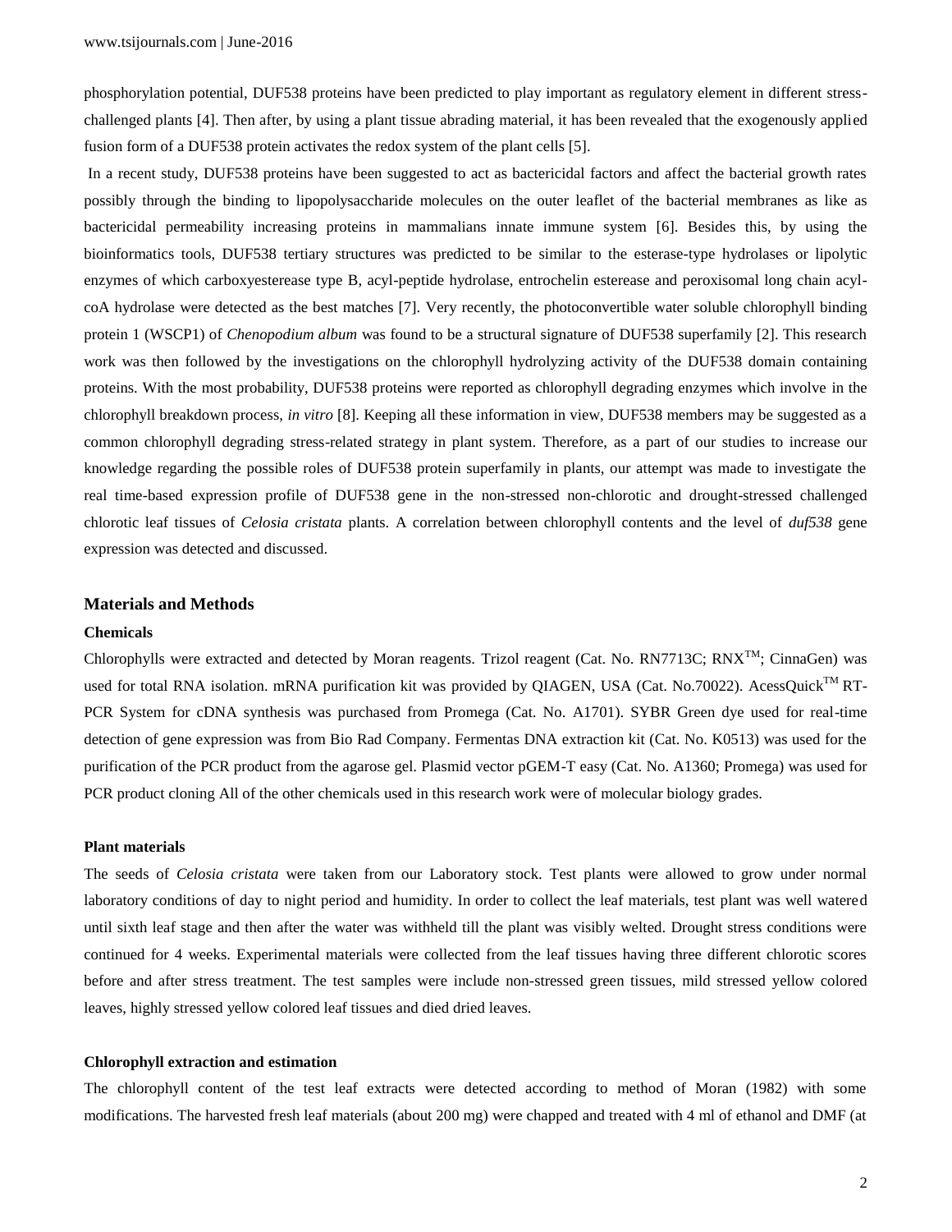phosphorylation potential, DUF538 proteins have been predicted to play important as regulatory element in different stress-challenged plants [4]. Then after, by using a plant tissue abrading material, it has been revealed that the exogenously applied fusion form of a DUF538 protein activates the redox system of the plant cells [5].

In a recent study, DUF538 proteins have been suggested to act as bactericidal factors and affect the bacterial growth rates possibly through the binding to lipopolysaccharide molecules on the outer leaflet of the bacterial membranes as like as bactericidal permeability increasing proteins in mammalians innate immune system [6]. Besides this, by using the bioinformatics tools, DUF538 tertiary structures was predicted to be similar to the esterase-type hydrolases or lipolytic enzymes of which carboxyesterase type B, acyl-peptide hydrolase, entrochelin esterease and peroxisomal long chain acyl-coA hydrolase were detected as the best matches [7]. Very recently, the photoconvertible water soluble chlorophyll binding protein 1 (WSCP1) of *Chenopodium album* was found to be a structural signature of DUF538 superfamily [2]. This research work was then followed by the investigations on the chlorophyll hydrolyzing activity of the DUF538 domain containing proteins. With the most probability, DUF538 proteins were reported as chlorophyll degrading enzymes which involve in the chlorophyll breakdown process, *in vitro* [8]. Keeping all these information in view, DUF538 members may be suggested as a common chlorophyll degrading stress-related strategy in plant system. Therefore, as a part of our studies to increase our knowledge regarding the possible roles of DUF538 protein superfamily in plants, our attempt was made to investigate the real time-based expression profile of DUF538 gene in the non-stressed non-chlorotic and drought-stressed challenged chlorotic leaf tissues of *Celosia cristata* plants. A correlation between chlorophyll contents and the level of *duf538* gene expression was detected and discussed.

## Materials and Methods

### Chemicals

Chlorophylls were extracted and detected by Moran reagents. Trizol reagent (Cat. No. RN7713C; RNX$^{TM}$; CinnaGen) was used for total RNA isolation. mRNA purification kit was provided by QIAGEN, USA (Cat. No.70022). AcessQuick$^{TM}$ RT-PCR System for cDNA synthesis was purchased from Promega (Cat. No. A1701). SYBR Green dye used for real-time detection of gene expression was from Bio Rad Company. Fermentas DNA extraction kit (Cat. No. K0513) was used for the purification of the PCR product from the agarose gel. Plasmid vector pGEM-T easy (Cat. No. A1360; Promega) was used for PCR product cloning All of the other chemicals used in this research work were of molecular biology grades.

### Plant materials

The seeds of *Celosia cristata* were taken from our Laboratory stock. Test plants were allowed to grow under normal laboratory conditions of day to night period and humidity. In order to collect the leaf materials, test plant was well watered until sixth leaf stage and then after the water was withheld till the plant was visibly welted. Drought stress conditions were continued for 4 weeks. Experimental materials were collected from the leaf tissues having three different chlorotic scores before and after stress treatment. The test samples were include non-stressed green tissues, mild stressed yellow colored leaves, highly stressed yellow colored leaf tissues and died dried leaves.

### Chlorophyll extraction and estimation

The chlorophyll content of the test leaf extracts were detected according to method of Moran (1982) with some modifications. The harvested fresh leaf materials (about 200 mg) were chapped and treated with 4 ml of ethanol and DMF (at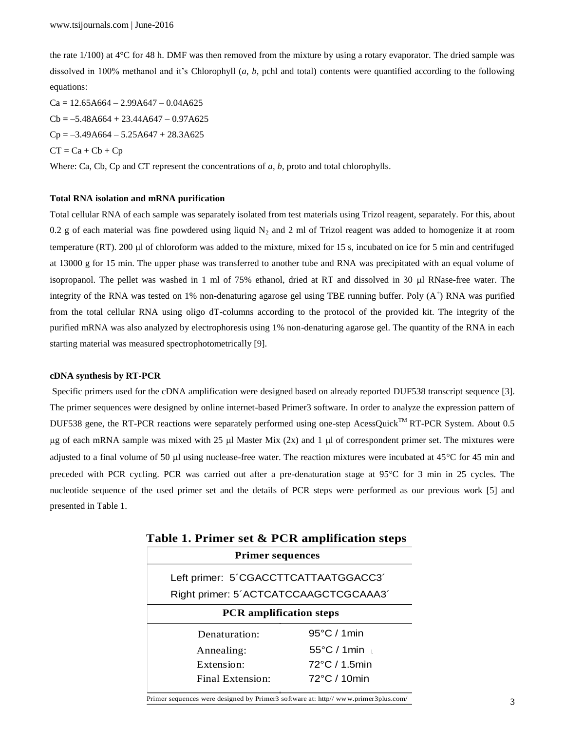the rate 1/100) at 4°C for 48 h. DMF was then removed from the mixture by using a rotary evaporator. The dried sample was dissolved in 100% methanol and it's Chlorophyll (*a*, *b*, pchl and total) contents were quantified according to the following equations:

$C_a = 12.65A_{664} – 2.99A_{647} – 0.04A_{625}$

$C_b = –5.48A_{664} + 23.44A_{647} – 0.97A_{625}$

$C_p = –3.49A_{664} – 5.25A_{647} + 28.3A_{625}$

$C_T = C_a + C_b + C_p$

Where: Ca, Cb, Cp and CT represent the concentrations of *a*, *b*, proto and total chlorophylls.

**Total RNA isolation and mRNA purification**

Total cellular RNA of each sample was separately isolated from test materials using Trizol reagent, separately. For this, about 0.2 g of each material was fine powdered using liquid $N_2$ and 2 ml of Trizol reagent was added to homogenize it at room temperature (RT). 200 μl of chloroform was added to the mixture, mixed for 15 s, incubated on ice for 5 min and centrifuged at 13000 g for 15 min. The upper phase was transferred to another tube and RNA was precipitated with an equal volume of isopropanol. The pellet was washed in 1 ml of 75% ethanol, dried at RT and dissolved in 30 μl RNase-free water. The integrity of the RNA was tested on 1% non-denaturing agarose gel using TBE running buffer. Poly ($A^+$) RNA was purified from the total cellular RNA using oligo dT-columns according to the protocol of the provided kit. The integrity of the purified mRNA was also analyzed by electrophoresis using 1% non-denaturing agarose gel. The quantity of the RNA in each starting material was measured spectrophotometrically [9].

**cDNA synthesis by RT-PCR**

Specific primers used for the cDNA amplification were designed based on already reported DUF538 transcript sequence [3]. The primer sequences were designed by online internet-based Primer3 software. In order to analyze the expression pattern of DUF538 gene, the RT-PCR reactions were separately performed using one-step AcessQuick™ RT-PCR System. About 0.5 μg of each mRNA sample was mixed with 25 μl Master Mix (2x) and 1 μl of correspondent primer set. The mixtures were adjusted to a final volume of 50 μl using nuclease-free water. The reaction mixtures were incubated at 45°C for 45 min and preceded with PCR cycling. PCR was carried out after a pre-denaturation stage at 95°C for 3 min in 25 cycles. The nucleotide sequence of the used primer set and the details of PCR steps were performed as our previous work [5] and presented in Table 1.

**Table 1. Primer set & PCR amplification steps**

| Primer sequences | |
|---|---|
| Left primer: 5´CGACCTTCATTAATGGACC3´ | |
| Right primer: 5´ACTCATCCAAGCTCGCAAA3´ | |
| **PCR amplification steps** | |
| Denaturation: | 95°C / 1min |
| Annealing: | 55°C / 1min |
| Extension: | 72°C / 1.5min |
| Final Extension: | 72°C / 10min |

Primer sequences were designed by Primer3 software at: http// www.primer3plus.com/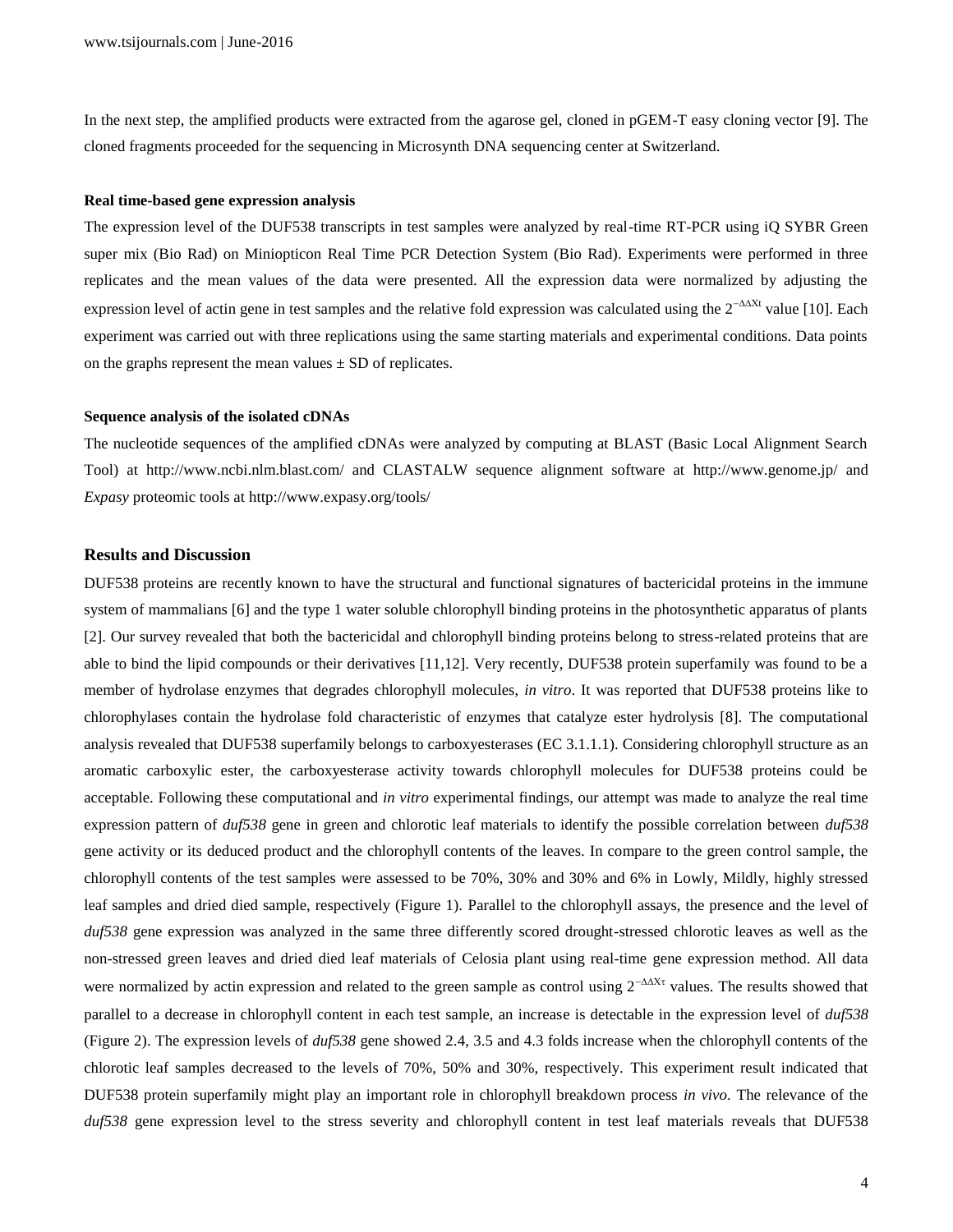In the next step, the amplified products were extracted from the agarose gel, cloned in pGEM-T easy cloning vector [9]. The cloned fragments proceeded for the sequencing in Microsynth DNA sequencing center at Switzerland.

**Real time-based gene expression analysis**

The expression level of the DUF538 transcripts in test samples were analyzed by real-time RT-PCR using iQ SYBR Green super mix (Bio Rad) on Miniopticon Real Time PCR Detection System (Bio Rad). Experiments were performed in three replicates and the mean values of the data were presented. All the expression data were normalized by adjusting the expression level of actin gene in test samples and the relative fold expression was calculated using the $2^{-\Delta\Delta Xt}$ value [10]. Each experiment was carried out with three replications using the same starting materials and experimental conditions. Data points on the graphs represent the mean values ± SD of replicates.

**Sequence analysis of the isolated cDNAs**

The nucleotide sequences of the amplified cDNAs were analyzed by computing at BLAST (Basic Local Alignment Search Tool) at http://www.ncbi.nlm.blast.com/ and CLASTALW sequence alignment software at http://www.genome.jp/ and *Expasy* proteomic tools at http://www.expasy.org/tools/

## Results and Discussion

DUF538 proteins are recently known to have the structural and functional signatures of bactericidal proteins in the immune system of mammalians [6] and the type 1 water soluble chlorophyll binding proteins in the photosynthetic apparatus of plants [2]. Our survey revealed that both the bactericidal and chlorophyll binding proteins belong to stress-related proteins that are able to bind the lipid compounds or their derivatives [11,12]. Very recently, DUF538 protein superfamily was found to be a member of hydrolase enzymes that degrades chlorophyll molecules, *in vitro*. It was reported that DUF538 proteins like to chlorophylases contain the hydrolase fold characteristic of enzymes that catalyze ester hydrolysis [8]. The computational analysis revealed that DUF538 superfamily belongs to carboxyesterases (EC 3.1.1.1). Considering chlorophyll structure as an aromatic carboxylic ester, the carboxyesterase activity towards chlorophyll molecules for DUF538 proteins could be acceptable. Following these computational and *in vitro* experimental findings, our attempt was made to analyze the real time expression pattern of *duf538* gene in green and chlorotic leaf materials to identify the possible correlation between *duf538* gene activity or its deduced product and the chlorophyll contents of the leaves. In compare to the green control sample, the chlorophyll contents of the test samples were assessed to be 70%, 30% and 30% and 6% in Lowly, Mildly, highly stressed leaf samples and dried died sample, respectively (Figure 1). Parallel to the chlorophyll assays, the presence and the level of *duf538* gene expression was analyzed in the same three differently scored drought-stressed chlorotic leaves as well as the non-stressed green leaves and dried died leaf materials of Celosia plant using real-time gene expression method. All data were normalized by actin expression and related to the green sample as control using $2^{-\Delta\Delta X\tau}$ values. The results showed that parallel to a decrease in chlorophyll content in each test sample, an increase is detectable in the expression level of *duf538* (Figure 2). The expression levels of *duf538* gene showed 2.4, 3.5 and 4.3 folds increase when the chlorophyll contents of the chlorotic leaf samples decreased to the levels of 70%, 50% and 30%, respectively. This experiment result indicated that DUF538 protein superfamily might play an important role in chlorophyll breakdown process *in vivo*. The relevance of the *duf538* gene expression level to the stress severity and chlorophyll content in test leaf materials reveals that DUF538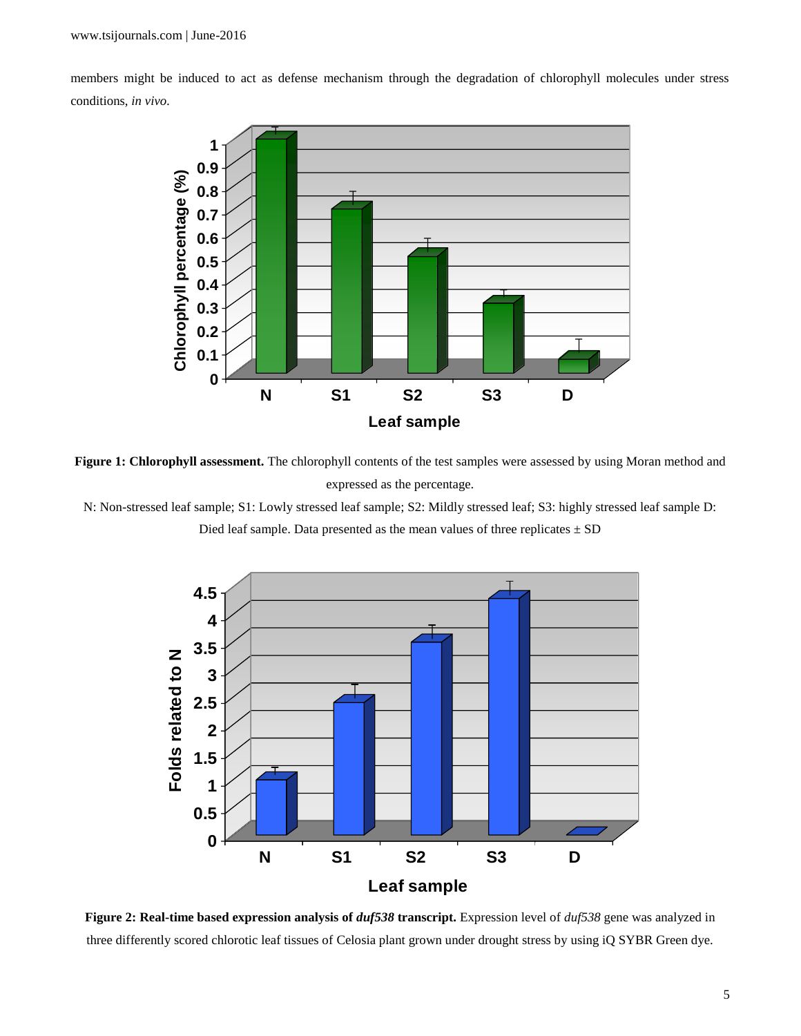members might be induced to act as defense mechanism through the degradation of chlorophyll molecules under stress conditions, *in vivo*.

**Figure 1: Chlorophyll assessment.** The chlorophyll contents of the test samples were assessed by using Moran method and expressed as the percentage.

N: Non-stressed leaf sample; S1: Lowly stressed leaf sample; S2: Mildly stressed leaf; S3: highly stressed leaf sample D: Died leaf sample. Data presented as the mean values of three replicates ± SD

**Figure 2: Real-time based expression analysis of *duf538* transcript.** Expression level of *duf538* gene was analyzed in three differently scored chlorotic leaf tissues of Celosia plant grown under drought stress by using iQ SYBR Green dye.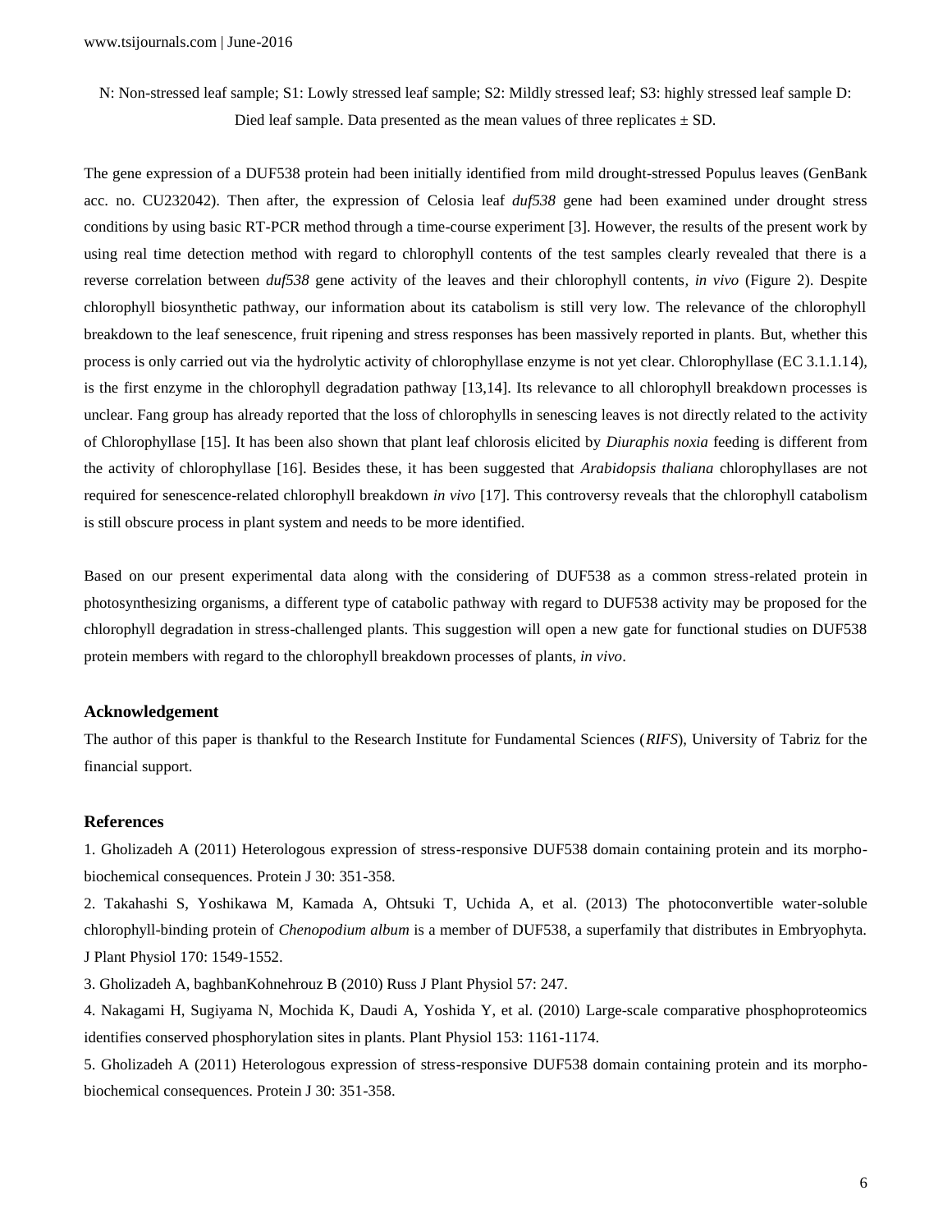N: Non-stressed leaf sample; S1: Lowly stressed leaf sample; S2: Mildly stressed leaf; S3: highly stressed leaf sample D: Died leaf sample. Data presented as the mean values of three replicates ± SD.

The gene expression of a DUF538 protein had been initially identified from mild drought-stressed Populus leaves (GenBank acc. no. CU232042). Then after, the expression of Celosia leaf *duf538* gene had been examined under drought stress conditions by using basic RT-PCR method through a time-course experiment [3]. However, the results of the present work by using real time detection method with regard to chlorophyll contents of the test samples clearly revealed that there is a reverse correlation between *duf538* gene activity of the leaves and their chlorophyll contents, *in vivo* (Figure 2). Despite chlorophyll biosynthetic pathway, our information about its catabolism is still very low. The relevance of the chlorophyll breakdown to the leaf senescence, fruit ripening and stress responses has been massively reported in plants. But, whether this process is only carried out via the hydrolytic activity of chlorophyllase enzyme is not yet clear. Chlorophyllase (EC 3.1.1.14), is the first enzyme in the chlorophyll degradation pathway [13,14]. Its relevance to all chlorophyll breakdown processes is unclear. Fang group has already reported that the loss of chlorophylls in senescing leaves is not directly related to the activity of Chlorophyllase [15]. It has been also shown that plant leaf chlorosis elicited by *Diuraphis noxia* feeding is different from the activity of chlorophyllase [16]. Besides these, it has been suggested that *Arabidopsis thaliana* chlorophyllases are not required for senescence-related chlorophyll breakdown *in vivo* [17]. This controversy reveals that the chlorophyll catabolism is still obscure process in plant system and needs to be more identified.

Based on our present experimental data along with the considering of DUF538 as a common stress-related protein in photosynthesizing organisms, a different type of catabolic pathway with regard to DUF538 activity may be proposed for the chlorophyll degradation in stress-challenged plants. This suggestion will open a new gate for functional studies on DUF538 protein members with regard to the chlorophyll breakdown processes of plants, *in vivo*.

### Acknowledgement

The author of this paper is thankful to the Research Institute for Fundamental Sciences (*RIFS*), University of Tabriz for the financial support.

### References

1. Gholizadeh A (2011) Heterologous expression of stress-responsive DUF538 domain containing protein and its morpho-biochemical consequences. Protein J 30: 351-358.

2. Takahashi S, Yoshikawa M, Kamada A, Ohtsuki T, Uchida A, et al. (2013) The photoconvertible water-soluble chlorophyll-binding protein of *Chenopodium album* is a member of DUF538, a superfamily that distributes in Embryophyta. J Plant Physiol 170: 1549-1552.

3. Gholizadeh A, baghbanKohnehrouz B (2010) Russ J Plant Physiol 57: 247.

4. Nakagami H, Sugiyama N, Mochida K, Daudi A, Yoshida Y, et al. (2010) Large-scale comparative phosphoproteomics identifies conserved phosphorylation sites in plants. Plant Physiol 153: 1161-1174.

5. Gholizadeh A (2011) Heterologous expression of stress-responsive DUF538 domain containing protein and its morpho-biochemical consequences. Protein J 30: 351-358.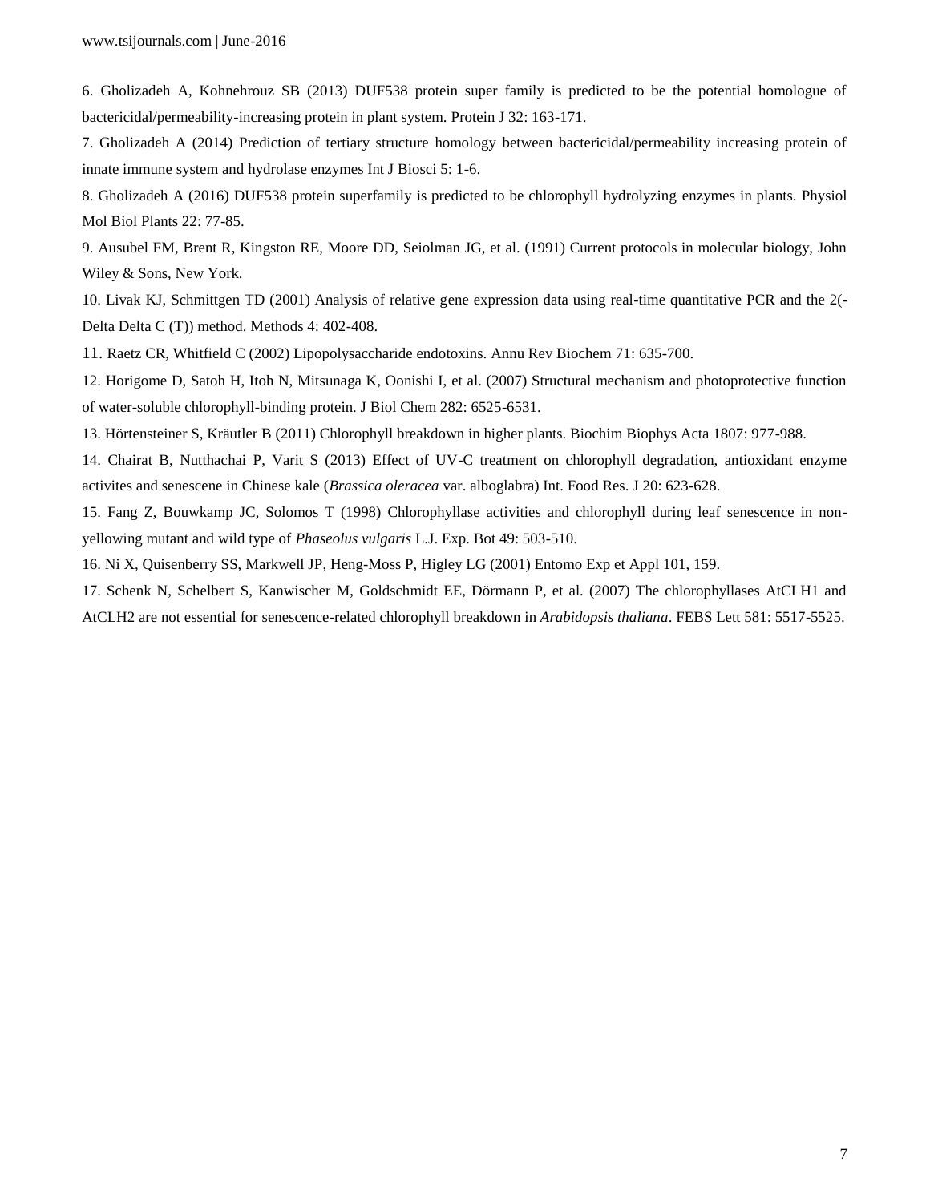6. Gholizadeh A, Kohnehrouz SB (2013) DUF538 protein super family is predicted to be the potential homologue of bactericidal/permeability-increasing protein in plant system. Protein J 32: 163-171.

7. Gholizadeh A (2014) Prediction of tertiary structure homology between bactericidal/permeability increasing protein of innate immune system and hydrolase enzymes Int J Biosci 5: 1-6.

8. Gholizadeh A (2016) DUF538 protein superfamily is predicted to be chlorophyll hydrolyzing enzymes in plants. Physiol Mol Biol Plants 22: 77-85.

9. Ausubel FM, Brent R, Kingston RE, Moore DD, Seiolman JG, et al. (1991) Current protocols in molecular biology, John Wiley & Sons, New York.

10. Livak KJ, Schmittgen TD (2001) Analysis of relative gene expression data using real-time quantitative PCR and the 2(-Delta Delta C (T)) method. Methods 4: 402-408.

11. Raetz CR, Whitfield C (2002) Lipopolysaccharide endotoxins. Annu Rev Biochem 71: 635-700.

12. Horigome D, Satoh H, Itoh N, Mitsunaga K, Oonishi I, et al. (2007) Structural mechanism and photoprotective function of water-soluble chlorophyll-binding protein. J Biol Chem 282: 6525-6531.

13. Hörtensteiner S, Kräutler B (2011) Chlorophyll breakdown in higher plants. Biochim Biophys Acta 1807: 977-988.

14. Chairat B, Nutthachai P, Varit S (2013) Effect of UV-C treatment on chlorophyll degradation, antioxidant enzyme activites and senescene in Chinese kale (*Brassica oleracea* var. alboglabra) Int. Food Res. J 20: 623-628.

15. Fang Z, Bouwkamp JC, Solomos T (1998) Chlorophyllase activities and chlorophyll during leaf senescence in non-yellowing mutant and wild type of *Phaseolus vulgaris* L.J. Exp. Bot 49: 503-510.

16. Ni X, Quisenberry SS, Markwell JP, Heng-Moss P, Higley LG (2001) Entomo Exp et Appl 101, 159.

17. Schenk N, Schelbert S, Kanwischer M, Goldschmidt EE, Dörmann P, et al. (2007) The chlorophyllases AtCLH1 and AtCLH2 are not essential for senescence-related chlorophyll breakdown in *Arabidopsis thaliana*. FEBS Lett 581: 5517-5525.